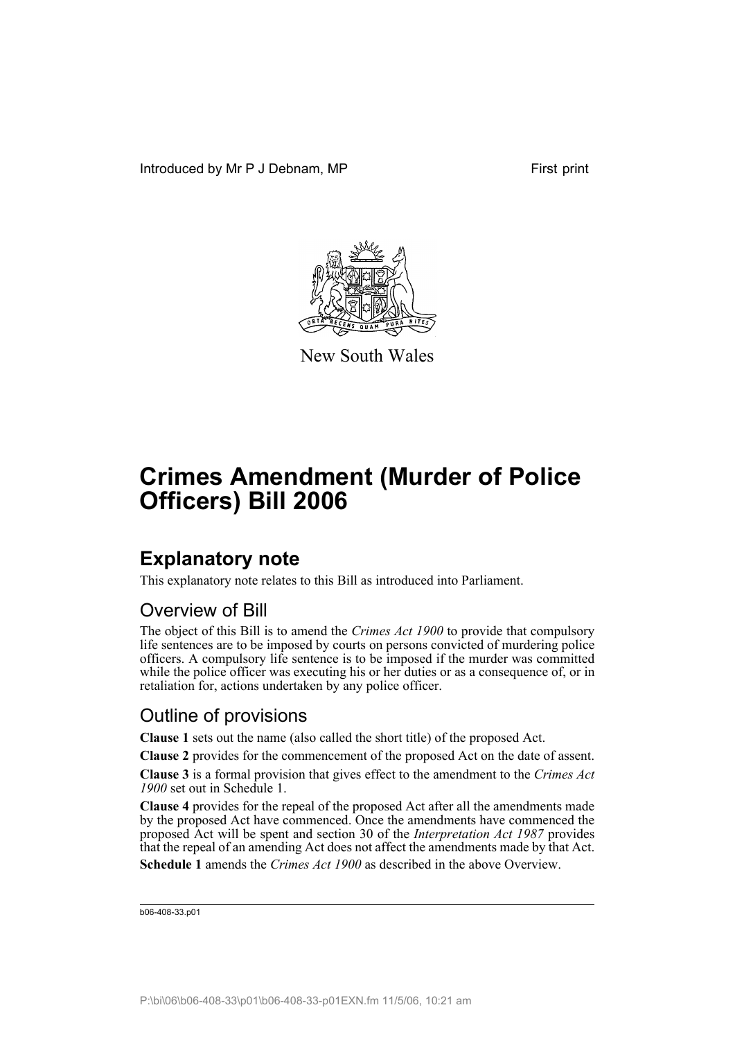Introduced by Mr P J Debnam, MP

First print

New South Wales

# Crimes Amendment (Murder of Police Officers) Bill 2006

## Explanatory note

This explanatory note relates to this Bill as introduced into Parliament.

### Overview of Bill

The object of this Bill is to amend the *Crimes Act 1900* to provide that compulsory life sentences are to be imposed by courts on persons convicted of murdering police officers. A compulsory life sentence is to be imposed if the murder was committed while the police officer was executing his or her duties or as a consequence of, or in retaliation for, actions undertaken by any police officer.

### Outline of provisions

**Clause 1** sets out the name (also called the short title) of the proposed Act.

**Clause 2** provides for the commencement of the proposed Act on the date of assent.

**Clause 3** is a formal provision that gives effect to the amendment to the *Crimes Act 1900* set out in Schedule 1.

**Clause 4** provides for the repeal of the proposed Act after all the amendments made by the proposed Act have commenced. Once the amendments have commenced the proposed Act will be spent and section 30 of the *Interpretation Act 1987* provides that the repeal of an amending Act does not affect the amendments made by that Act.

**Schedule 1** amends the *Crimes Act 1900* as described in the above Overview.

b06-408-33.p01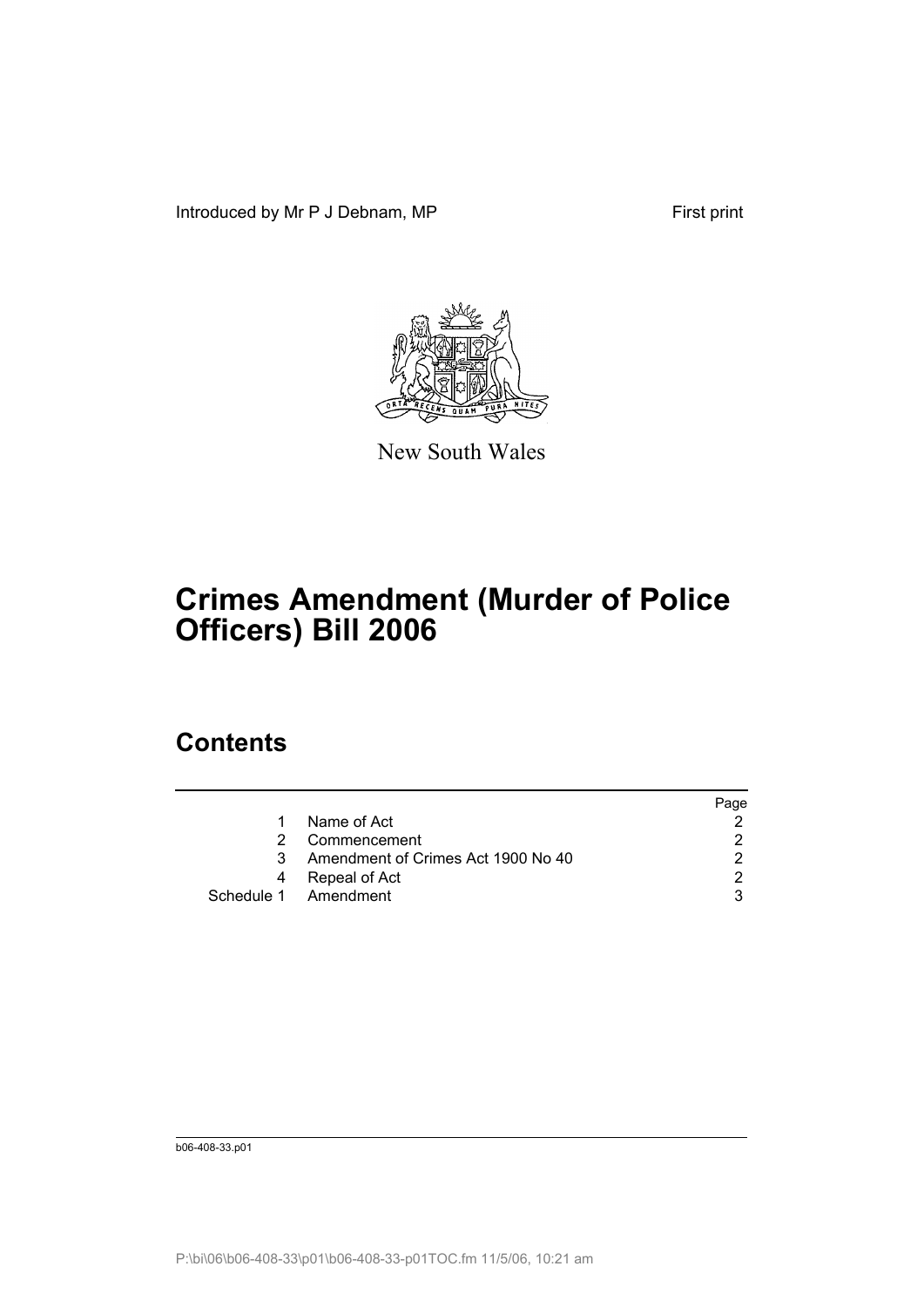Introduced by Mr P J Debnam, MP First print

New South Wales

# Crimes Amendment (Murder of Police Officers) Bill 2006

## Contents

| | | Page |
|---|---|---|
| 1 | Name of Act | 2 |
| 2 | Commencement | 2 |
| 3 | Amendment of Crimes Act 1900 No 40 | 2 |
| 4 | Repeal of Act | 2 |
| Schedule 1 | Amendment | 3 |

b06-408-33.p01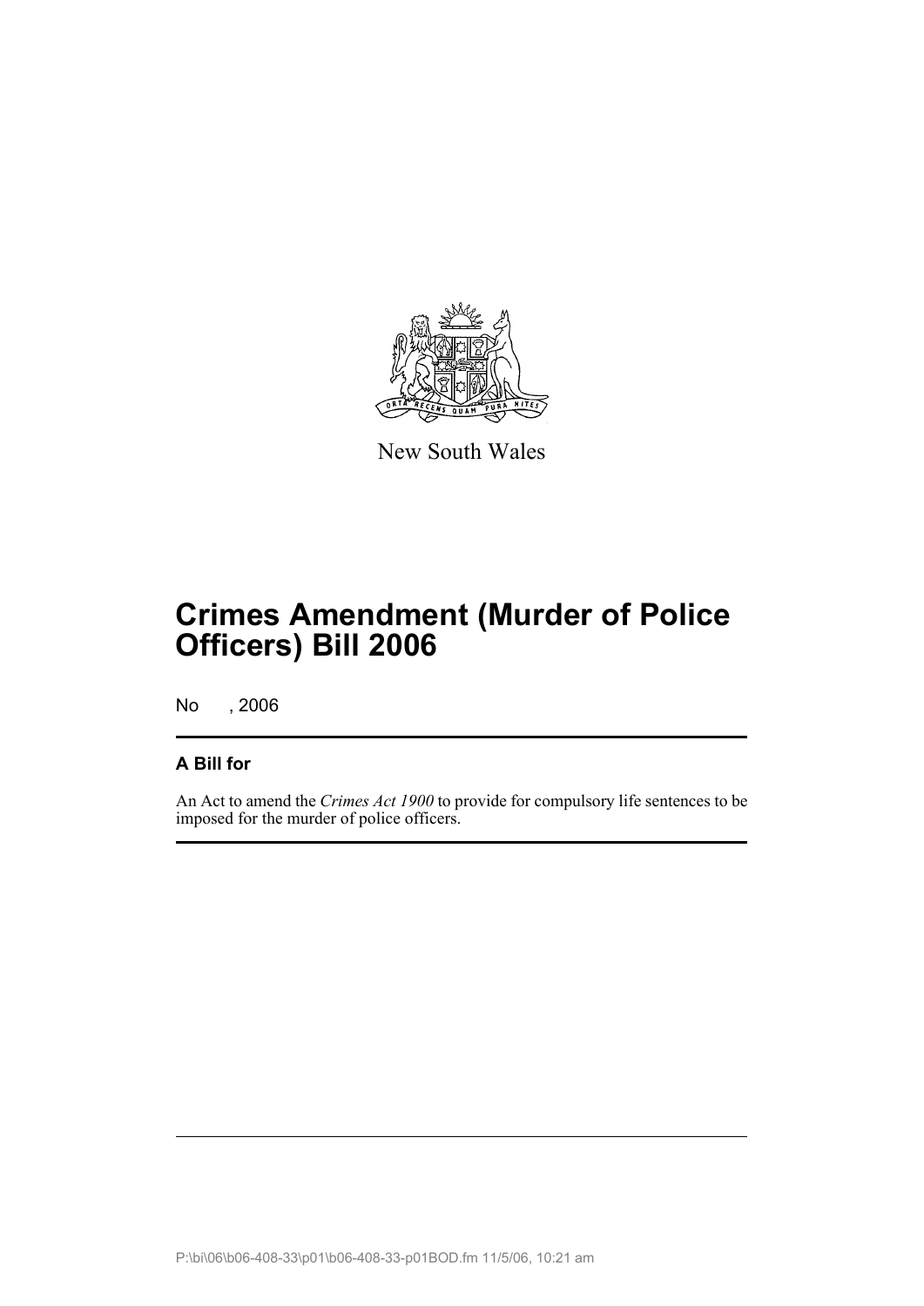New South Wales

# Crimes Amendment (Murder of Police Officers) Bill 2006

No , 2006

## A Bill for

An Act to amend the *Crimes Act 1900* to provide for compulsory life sentences to be imposed for the murder of police officers.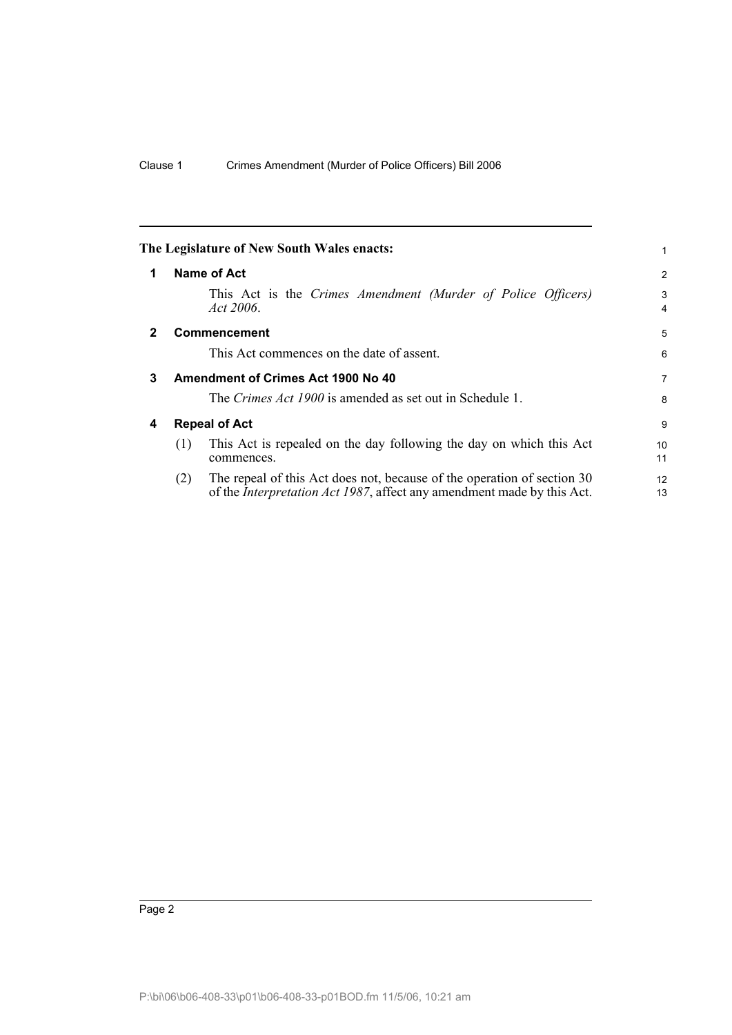**The Legislature of New South Wales enacts:**

## 1 Name of Act

This Act is the *Crimes Amendment (Murder of Police Officers) Act 2006*.

## 2 Commencement

This Act commences on the date of assent.

## 3 Amendment of Crimes Act 1900 No 40

The *Crimes Act 1900* is amended as set out in Schedule 1.

## 4 Repeal of Act

(1) This Act is repealed on the day following the day on which this Act commences.

(2) The repeal of this Act does not, because of the operation of section 30 of the *Interpretation Act 1987*, affect any amendment made by this Act.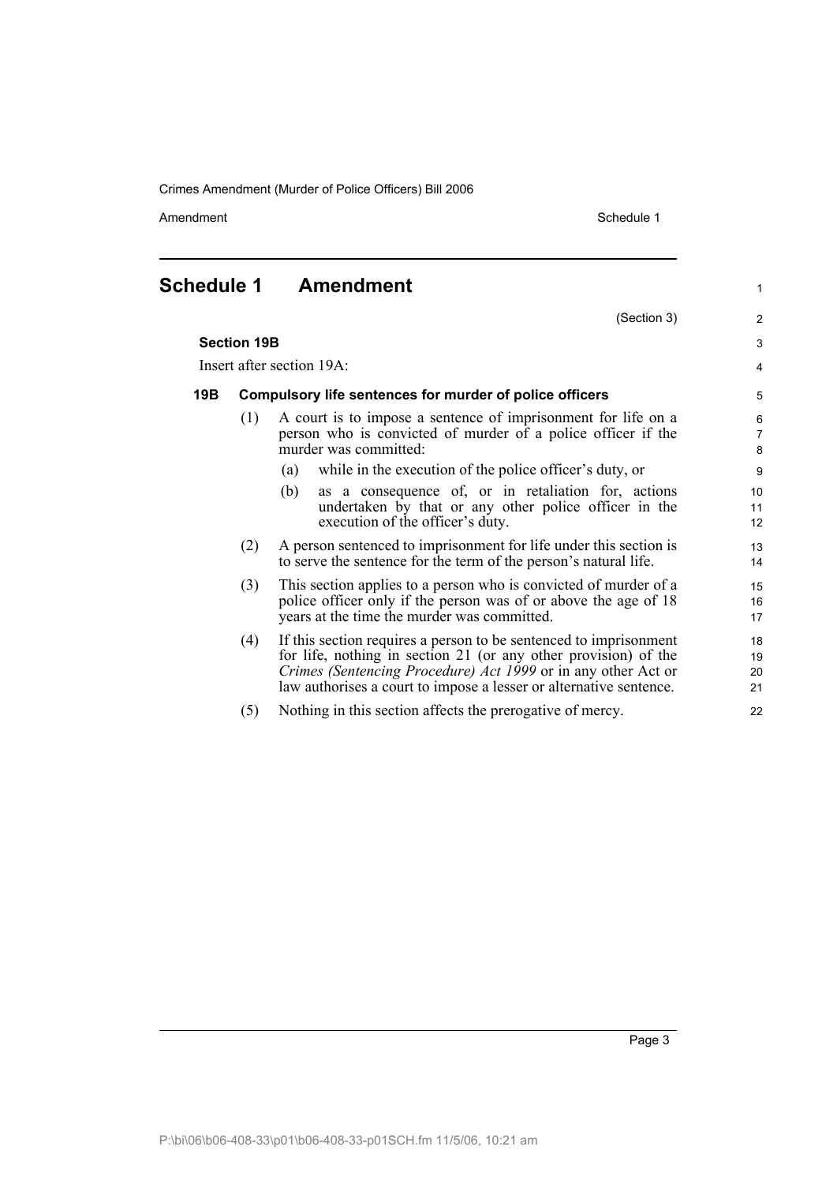# Schedule 1 Amendment

(Section 3)

**Section 19B**

Insert after section 19A:

**19B Compulsory life sentences for murder of police officers**

(1) A court is to impose a sentence of imprisonment for life on a person who is convicted of murder of a police officer if the murder was committed:

(a) while in the execution of the police officer's duty, or

(b) as a consequence of, or in retaliation for, actions undertaken by that or any other police officer in the execution of the officer's duty.

(2) A person sentenced to imprisonment for life under this section is to serve the sentence for the term of the person's natural life.

(3) This section applies to a person who is convicted of murder of a police officer only if the person was of or above the age of 18 years at the time the murder was committed.

(4) If this section requires a person to be sentenced to imprisonment for life, nothing in section 21 (or any other provision) of the *Crimes (Sentencing Procedure) Act 1999* or in any other Act or law authorises a court to impose a lesser or alternative sentence.

(5) Nothing in this section affects the prerogative of mercy.